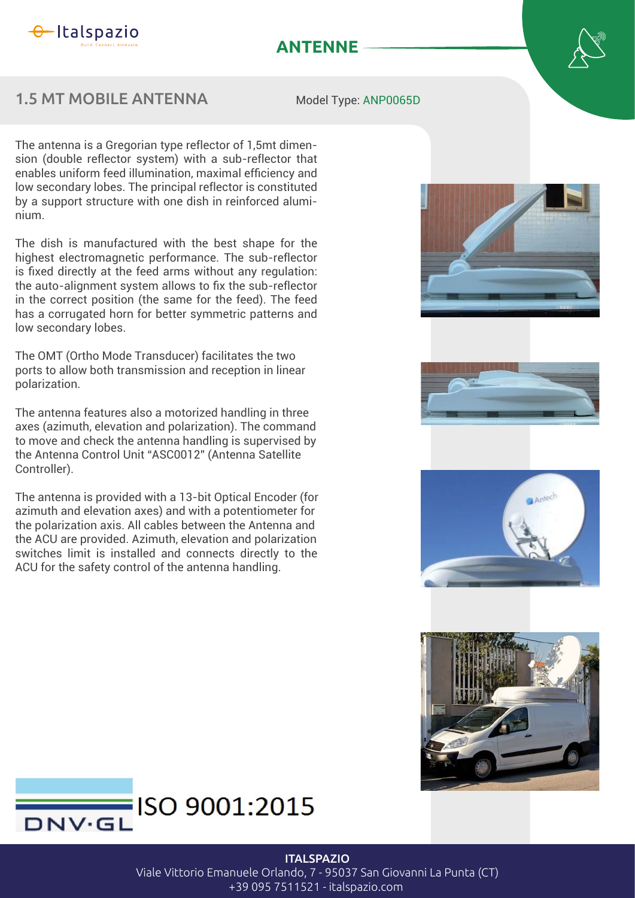# ANTENNE

## 1.5 MT MOBILE ANTENNA

Model Type: ANP0065D

The antenna is a Gregorian type reflector of 1,5mt dimension (double reflector system) with a sub-reflector that enables uniform feed illumination, maximal efficiency and low secondary lobes. The principal reflector is constituted by a support structure with one dish in reinforced aluminium.

The dish is manufactured with the best shape for the highest electromagnetic performance. The sub-reflector is fixed directly at the feed arms without any regulation: the auto-alignment system allows to fix the sub-reflector in the correct position (the same for the feed). The feed has a corrugated horn for better symmetric patterns and low secondary lobes.

The OMT (Ortho Mode Transducer) facilitates the two ports to allow both transmission and reception in linear polarization.

The antenna features also a motorized handling in three axes (azimuth, elevation and polarization). The command to move and check the antenna handling is supervised by the Antenna Control Unit "ASC0012" (Antenna Satellite Controller).

The antenna is provided with a 13-bit Optical Encoder (for azimuth and elevation axes) and with a potentiometer for the polarization axis. All cables between the Antenna and the ACU are provided. Azimuth, elevation and polarization switches limit is installed and connects directly to the ACU for the safety control of the antenna handling.

DNV·GL ISO 9001:2015

**ITALSPAZIO**
Viale Vittorio Emanuele Orlando, 7 - 95037 San Giovanni La Punta (CT)
+39 095 7511521 - italspazio.com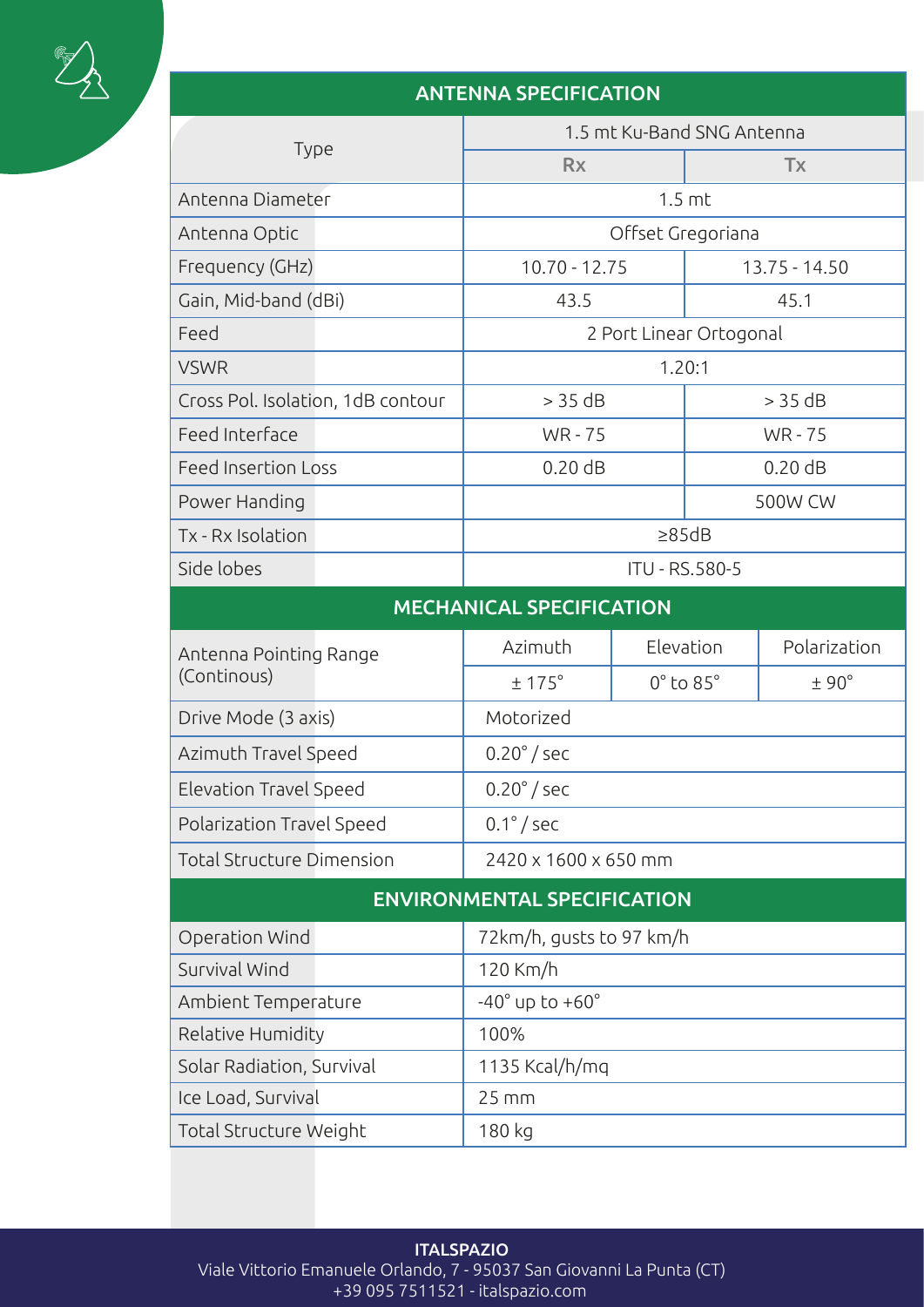## ANTENNA SPECIFICATION

| Type | 1.5 mt Ku-Band SNG Antenna | |
|---|---|---|
| | Rx | Tx |
| Antenna Diameter | 1.5 mt | |
| Antenna Optic | Offset Gregoriana | |
| Frequency (GHz) | 10.70 - 12.75 | 13.75 - 14.50 |
| Gain, Mid-band (dBi) | 43.5 | 45.1 |
| Feed | 2 Port Linear Ortogonal | |
| VSWR | 1.20:1 | |
| Cross Pol. Isolation, 1dB contour | > 35 dB | > 35 dB |
| Feed Interface | WR - 75 | WR - 75 |
| Feed Insertion Loss | 0.20 dB | 0.20 dB |
| Power Handing | | 500W CW |
| Tx - Rx Isolation | ≥85dB | |
| Side lobes | ITU - RS.580-5 | |

## MECHANICAL SPECIFICATION

| Antenna Pointing Range (Continous) | Azimuth | Elevation | Polarization |
|---|---|---|---|
| | ± 175° | 0° to 85° | ± 90° |
| Drive Mode (3 axis) | Motorized | | |
| Azimuth Travel Speed | 0.20° / sec | | |
| Elevation Travel Speed | 0.20° / sec | | |
| Polarization Travel Speed | 0.1° / sec | | |
| Total Structure Dimension | 2420 x 1600 x 650 mm | | |

## ENVIRONMENTAL SPECIFICATION

| | |
|---|---|
| Operation Wind | 72km/h, gusts to 97 km/h |
| Survival Wind | 120 Km/h |
| Ambient Temperature | -40° up to +60° |
| Relative Humidity | 100% |
| Solar Radiation, Survival | 1135 Kcal/h/mq |
| Ice Load, Survival | 25 mm |
| Total Structure Weight | 180 kg |

**ITALSPAZIO**
Viale Vittorio Emanuele Orlando, 7 - 95037 San Giovanni La Punta (CT)
+39 095 7511521 - italspazio.com